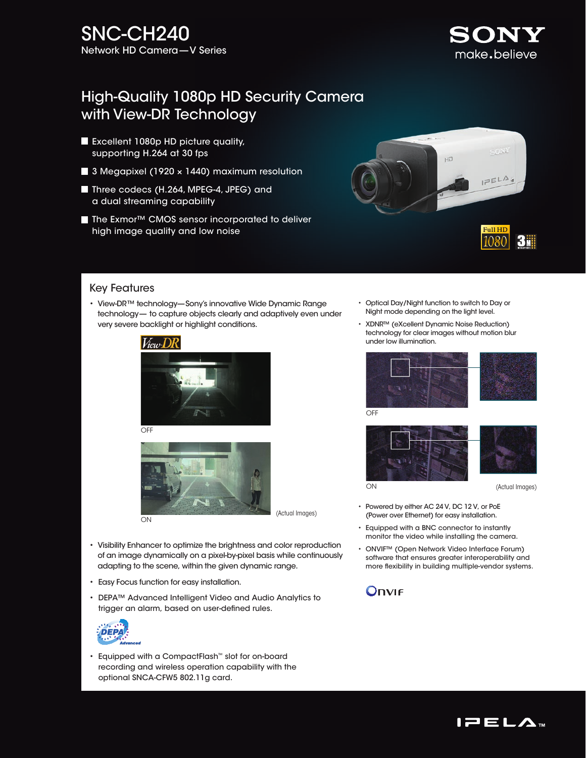# SNC-CH240

Network HD Camera—V Series

SONY
make.believe

## High-Quality 1080p HD Security Camera with View-DR Technology

- Excellent 1080p HD picture quality, supporting H.264 at 30 fps
- 3 Megapixel (1920 × 1440) maximum resolution
- Three codecs (H.264, MPEG-4, JPEG) and a dual streaming capability
- The Exmor™ CMOS sensor incorporated to deliver high image quality and low noise

## Key Features

- View-DR™ technology—Sony's innovative Wide Dynamic Range technology— to capture objects clearly and adaptively even under very severe backlight or highlight conditions.

View-DR

OFF

ON

(Actual Images)

- Visibility Enhancer to optimize the brightness and color reproduction of an image dynamically on a pixel-by-pixel basis while continuously adapting to the scene, within the given dynamic range.
- Easy Focus function for easy installation.
- DEPA™ Advanced Intelligent Video and Audio Analytics to trigger an alarm, based on user-defined rules.
- Equipped with a CompactFlash™ slot for on-board recording and wireless operation capability with the optional SNCA-CFW5 802.11g card.
- Optical Day/Night function to switch to Day or Night mode depending on the light level.
- XDNR™ (eXcellent Dynamic Noise Reduction) technology for clear images without motion blur under low illumination.

OFF

ON

(Actual Images)

- Powered by either AC 24 V, DC 12 V, or PoE (Power over Ethernet) for easy installation.
- Equipped with a BNC connector to instantly monitor the video while installing the camera.
- ONVIF™ (Open Network Video Interface Forum) software that ensures greater interoperability and more flexibility in building multiple-vendor systems.

IPELA™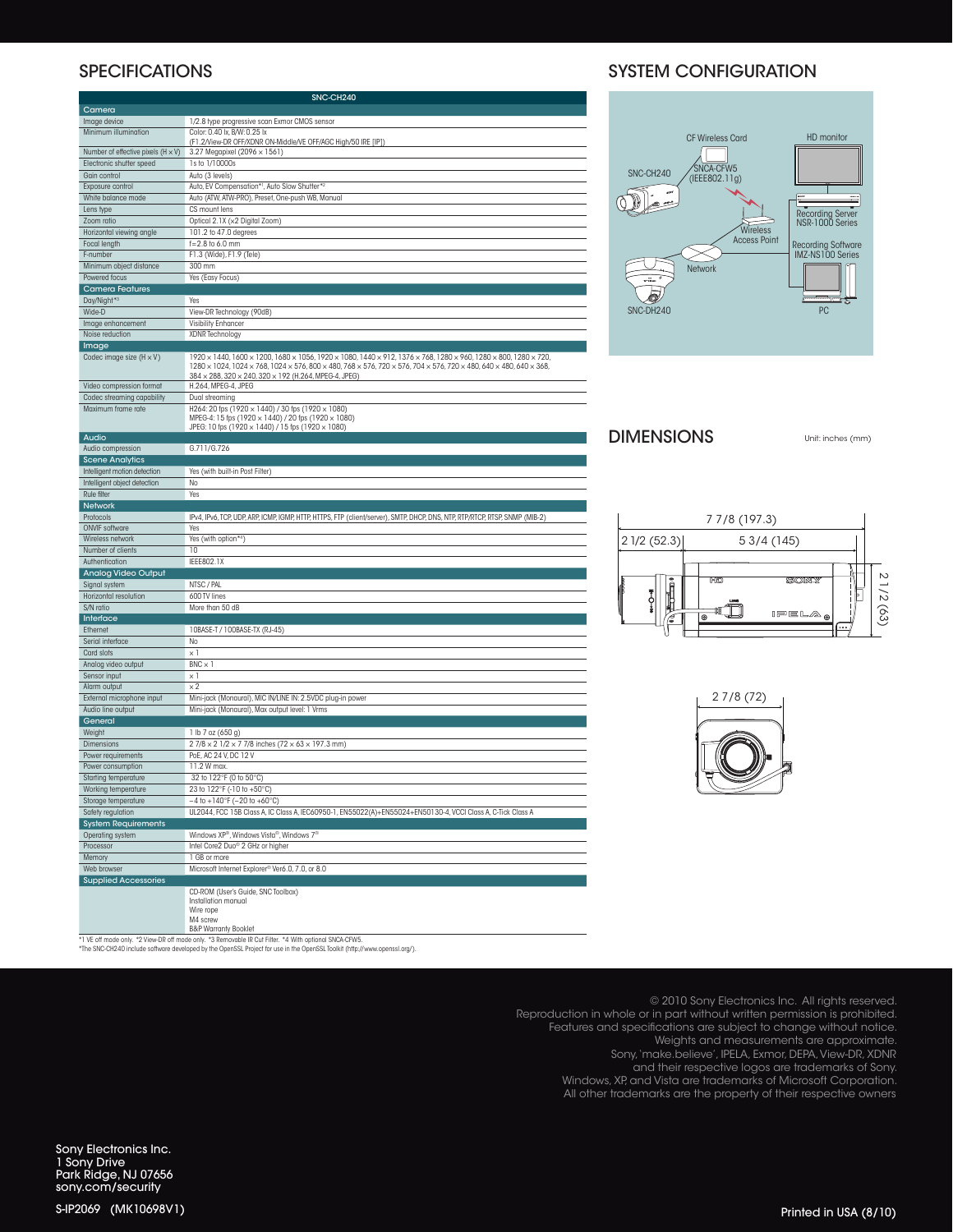## SPECIFICATIONS

| SNC-CH240 | |
|---|---|
| **Camera** | |
| Image device | 1/2.8 type progressive scan Exmor CMOS sensor |
| Minimum illumination | Color: 0.40 lx, B/W: 0.25 lx (F1.2/View-DR OFF/XDNR ON-Middle/VE OFF/AGC High/50 IRE [IP]) |
| Number of effective pixels (H x V) | 3.27 Megapixel (2096 × 1561) |
| Electronic shutter speed | 1 s to 1/10000s |
| Gain control | Auto (3 levels) |
| Exposure control | Auto, EV Compensation*1, Auto Slow Shutter*2 |
| White balance mode | Auto (ATW, ATW-PRO), Preset, One-push WB, Manual |
| Lens type | CS mount lens |
| Zoom ratio | Optical 2.1X (x2 Digital Zoom) |
| Horizontal viewing angle | 101.2 to 47.0 degrees |
| Focal length | f=2.8 to 6.0 mm |
| F-number | F1.3 (Wide), F1.9 (Tele) |
| Minimum object distance | 300 mm |
| Powered focus | Yes (Easy Focus) |
| **Camera Features** | |
| Day/Night*3 | Yes |
| Wide-D | View-DR Technology (90dB) |
| Image enhancement | Visibility Enhancer |
| Noise reduction | XDNR Technology |
| **Image** | |
| Codec image size (H x V) | 1920 × 1440, 1600 × 1200, 1680 × 1056, 1920 × 1080, 1440 × 912, 1376 × 768, 1280 × 960, 1280 × 800, 1280 × 720, 1280 × 1024, 1024 × 768, 1024 × 576, 800 × 480, 768 × 576, 720 × 576, 704 × 576, 720 × 480, 640 × 480, 640 × 368, 384 × 288, 320 × 240, 320 × 192 (H.264, MPEG-4, JPEG) |
| Video compression format | H.264, MPEG-4, JPEG |
| Codec streaming capability | Dual streaming |
| Maximum frame rate | H264: 20 fps (1920 × 1440) / 30 fps (1920 × 1080) MPEG-4: 15 fps (1920 × 1440) / 20 fps (1920 × 1080) JPEG: 10 fps (1920 × 1440) / 15 fps (1920 × 1080) |
| **Audio** | |
| Audio compression | G.711/G.726 |
| **Scene Analytics** | |
| Intelligent motion detection | Yes (with built-in Post Filter) |
| Intelligent object detection | No |
| Rule filter | Yes |
| **Network** | |
| Protocols | IPv4, IPv6, TCP, UDP, ARP, ICMP, IGMP, HTTP, HTTPS, FTP (client/server), SMTP, DHCP, DNS, NTP, RTP/RTCP, RTSP, SNMP (MIB-2) |
| ONVIF software | Yes |
| Wireless network | Yes (with option*4) |
| Number of clients | 10 |
| Authentication | IEEE802.1X |
| **Analog Video Output** | |
| Signal system | NTSC / PAL |
| Horizontal resolution | 600 TV lines |
| S/N ratio | More than 50 dB |
| **Interface** | |
| Ethernet | 10BASE-T / 100BASE-TX (RJ-45) |
| Serial interface | No |
| Card slots | × 1 |
| Analog video output | BNC × 1 |
| Sensor input | × 1 |
| Alarm output | × 2 |
| External microphone input | Mini-jack (Monaural), MIC IN/LINE IN: 2.5VDC plug-in power |
| Audio line output | Mini-jack (Monaural), Max output level: 1 Vrms |
| **General** | |
| Weight | 1 lb 7 oz (650 g) |
| Dimensions | 2 7/8 × 2 1/2 × 7 7/8 inches (72 × 63 × 197.3 mm) |
| Power requirements | PoE, AC 24 V, DC 12 V |
| Power consumption | 11.2 W max. |
| Starting temperature | 32 to 122°F (0 to 50°C) |
| Working temperature | 23 to 122°F (-10 to +50°C) |
| Storage temperature | −4 to +140°F (−20 to +60°C) |
| Safety regulation | UL2044, FCC 15B Class A, IC Class A, IEC60950-1, EN55022(A)+EN55024+EN50130-4, VCCI Class A, C-Tick Class A |
| **System Requirements** | |
| Operating system | Windows XP®, Windows Vista®, Windows 7® |
| Processor | Intel Core2 Duo® 2 GHz or higher |
| Memory | 1 GB or more |
| Web browser | Microsoft Internet Explorer® Ver6.0, 7.0, or 8.0 |
| **Supplied Accessories** | |
| | CD-ROM (User's Guide, SNC Toolbox) Installation manual Wire rope M4 screw B&P Warranty Booklet |

*1 VE off mode only. *2 View-DR off mode only. *3 Removable IR Cut Filter. *4 With optional SNCA-CFW5.
*The SNC-CH240 include software developed by the OpenSSL Project for use in the OpenSSL Toolkit (http://www.openssl.org/).

## SYSTEM CONFIGURATION

SNC-CH240
CF Wireless Card
SNCA-CFW5 (IEEE802.11g)
HD monitor
Recording Server NSR-1000 Series
Wireless Access Point
Recording Software IMZ-NS100 Series
Network
SNC-DH240
PC

## DIMENSIONS

Unit: inches (mm)

7 7/8 (197.3)
2 1/2 (52.3)
5 3/4 (145)
2 1/2 (63)
2 7/8 (72)

© 2010 Sony Electronics Inc. All rights reserved.
Reproduction in whole or in part without written permission is prohibited.
Features and specifications are subject to change without notice.
Weights and measurements are approximate.
Sony, 'make.believe', IPELA, Exmor, DEPA, View-DR, XDNR and their respective logos are trademarks of Sony.
Windows, XP, and Vista are trademarks of Microsoft Corporation.
All other trademarks are the property of their respective owners

Sony Electronics Inc.
1 Sony Drive
Park Ridge, NJ 07656
sony.com/security

S-IP2069 (MK10698V1)

Printed in USA (8/10)